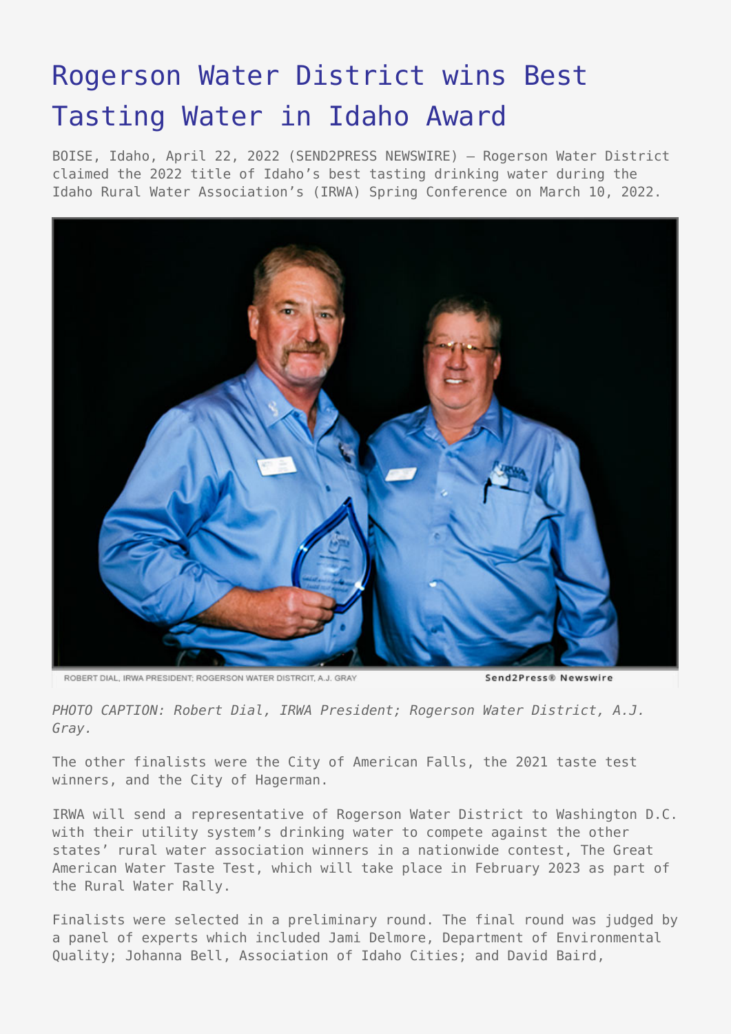# Rogerson Water District wins Best Tasting Water in Idaho Award

BOISE, Idaho, April 22, 2022 (SEND2PRESS NEWSWIRE) — Rogerson Water District claimed the 2022 title of Idaho's best tasting drinking water during the Idaho Rural Water Association's (IRWA) Spring Conference on March 10, 2022.

ROBERT DIAL, IRWA PRESIDENT; ROGERSON WATER DISTRCIT, A.J. GRAY    Send2Press® Newswire

*PHOTO CAPTION: Robert Dial, IRWA President; Rogerson Water District, A.J. Gray.*

The other finalists were the City of American Falls, the 2021 taste test winners, and the City of Hagerman.

IRWA will send a representative of Rogerson Water District to Washington D.C. with their utility system's drinking water to compete against the other states' rural water association winners in a nationwide contest, The Great American Water Taste Test, which will take place in February 2023 as part of the Rural Water Rally.

Finalists were selected in a preliminary round. The final round was judged by a panel of experts which included Jami Delmore, Department of Environmental Quality; Johanna Bell, Association of Idaho Cities; and David Baird,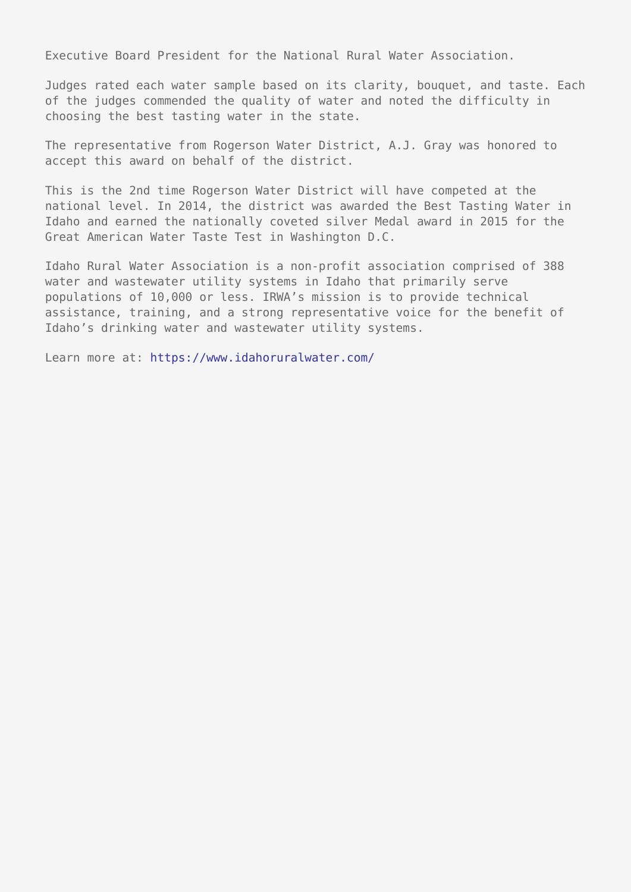Executive Board President for the National Rural Water Association.

Judges rated each water sample based on its clarity, bouquet, and taste. Each of the judges commended the quality of water and noted the difficulty in choosing the best tasting water in the state.

The representative from Rogerson Water District, A.J. Gray was honored to accept this award on behalf of the district.

This is the 2nd time Rogerson Water District will have competed at the national level. In 2014, the district was awarded the Best Tasting Water in Idaho and earned the nationally coveted silver Medal award in 2015 for the Great American Water Taste Test in Washington D.C.

Idaho Rural Water Association is a non-profit association comprised of 388 water and wastewater utility systems in Idaho that primarily serve populations of 10,000 or less. IRWA's mission is to provide technical assistance, training, and a strong representative voice for the benefit of Idaho's drinking water and wastewater utility systems.

Learn more at: https://www.idahoruralwater.com/